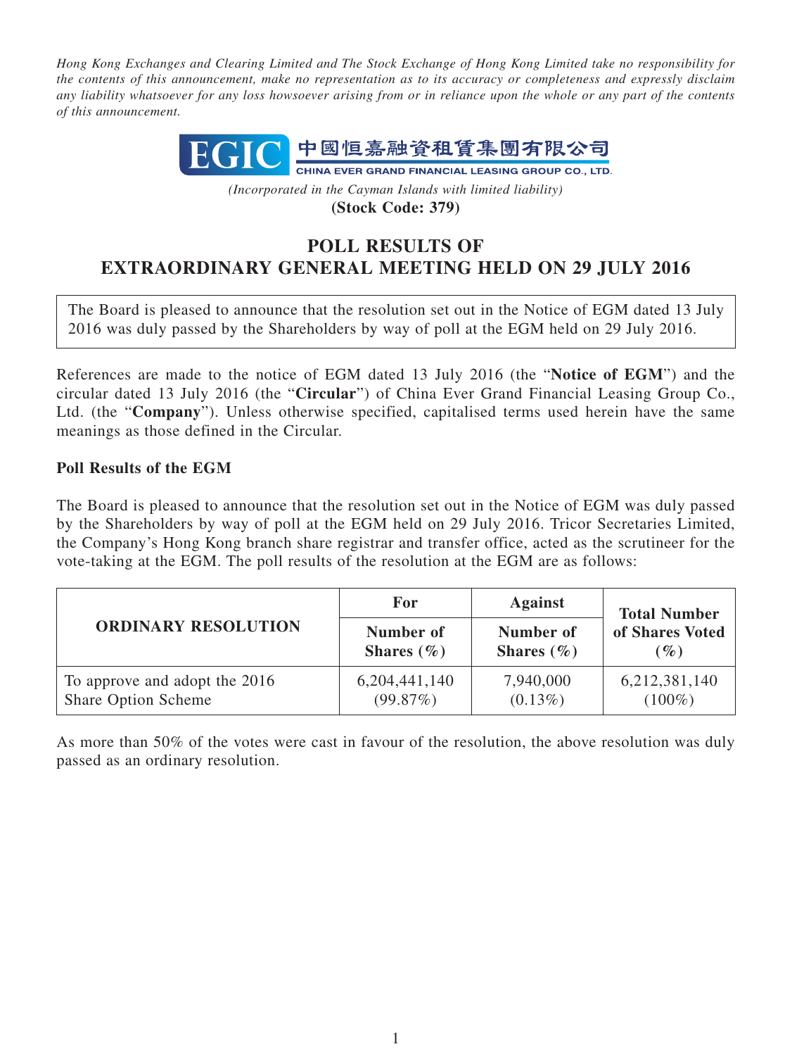*Hong Kong Exchanges and Clearing Limited and The Stock Exchange of Hong Kong Limited take no responsibility for the contents of this announcement, make no representation as to its accuracy or completeness and expressly disclaim any liability whatsoever for any loss howsoever arising from or in reliance upon the whole or any part of the contents of this announcement.*

**EGIC 中國恒嘉融資租賃集團有限公司**
**CHINA EVER GRAND FINANCIAL LEASING GROUP CO., LTD.**

*(Incorporated in the Cayman Islands with limited liability)*
**(Stock Code: 379)**

# POLL RESULTS OF EXTRAORDINARY GENERAL MEETING HELD ON 29 JULY 2016

The Board is pleased to announce that the resolution set out in the Notice of EGM dated 13 July 2016 was duly passed by the Shareholders by way of poll at the EGM held on 29 July 2016.

References are made to the notice of EGM dated 13 July 2016 (the "**Notice of EGM**") and the circular dated 13 July 2016 (the "**Circular**") of China Ever Grand Financial Leasing Group Co., Ltd. (the "**Company**"). Unless otherwise specified, capitalised terms used herein have the same meanings as those defined in the Circular.

**Poll Results of the EGM**

The Board is pleased to announce that the resolution set out in the Notice of EGM was duly passed by the Shareholders by way of poll at the EGM held on 29 July 2016. Tricor Secretaries Limited, the Company's Hong Kong branch share registrar and transfer office, acted as the scrutineer for the vote-taking at the EGM. The poll results of the resolution at the EGM are as follows:

| ORDINARY RESOLUTION | For | Against | Total Number of Shares Voted (%) |
|---|---|---|---|
| | Number of Shares (%) | Number of Shares (%) | |
| To approve and adopt the 2016 Share Option Scheme | 6,204,441,140 (99.87%) | 7,940,000 (0.13%) | 6,212,381,140 (100%) |

As more than 50% of the votes were cast in favour of the resolution, the above resolution was duly passed as an ordinary resolution.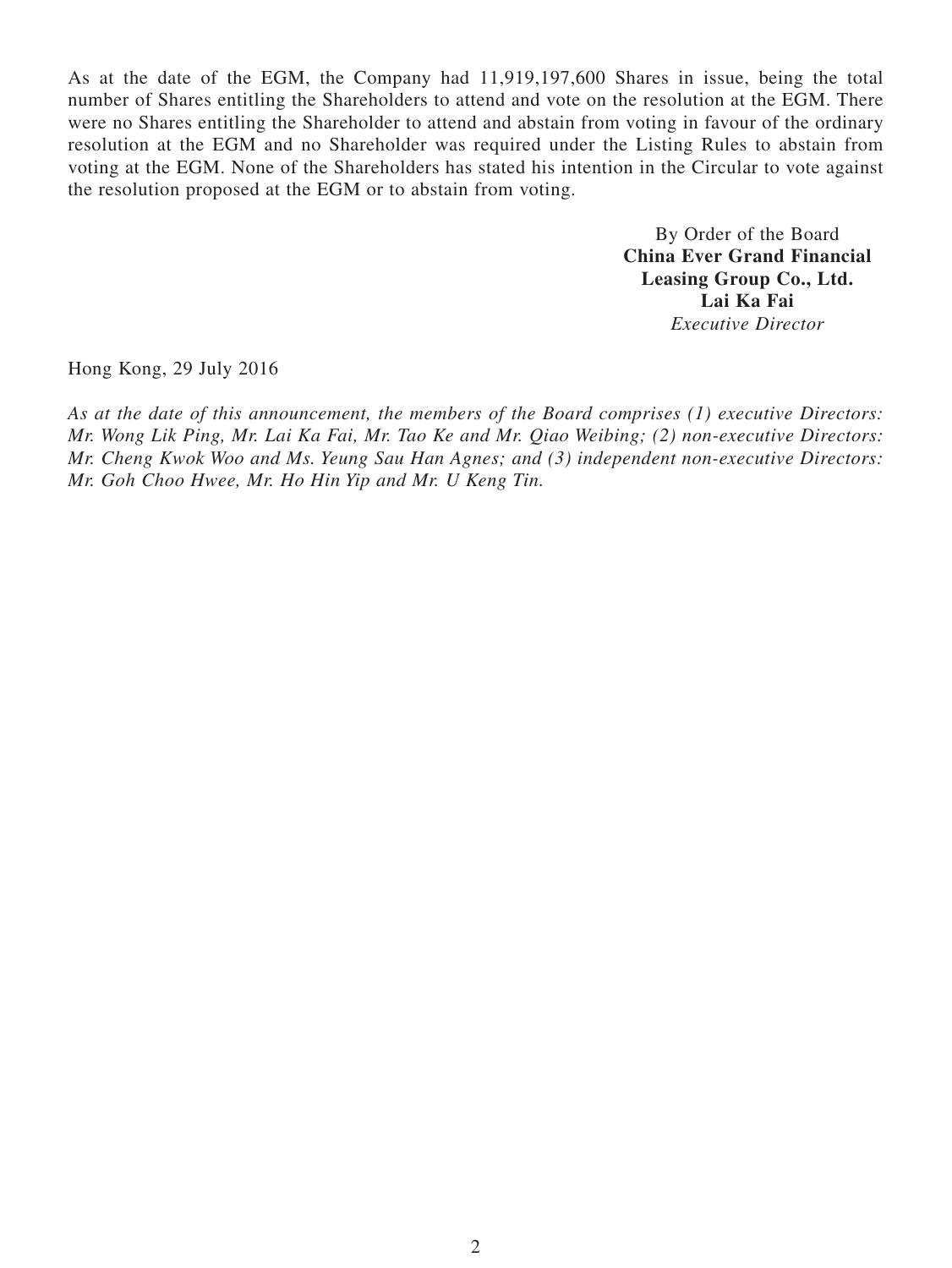As at the date of the EGM, the Company had 11,919,197,600 Shares in issue, being the total number of Shares entitling the Shareholders to attend and vote on the resolution at the EGM. There were no Shares entitling the Shareholder to attend and abstain from voting in favour of the ordinary resolution at the EGM and no Shareholder was required under the Listing Rules to abstain from voting at the EGM. None of the Shareholders has stated his intention in the Circular to vote against the resolution proposed at the EGM or to abstain from voting.

By Order of the Board
**China Ever Grand Financial Leasing Group Co., Ltd.**
**Lai Ka Fai**
*Executive Director*

Hong Kong, 29 July 2016

*As at the date of this announcement, the members of the Board comprises (1) executive Directors: Mr. Wong Lik Ping, Mr. Lai Ka Fai, Mr. Tao Ke and Mr. Qiao Weibing; (2) non-executive Directors: Mr. Cheng Kwok Woo and Ms. Yeung Sau Han Agnes; and (3) independent non-executive Directors: Mr. Goh Choo Hwee, Mr. Ho Hin Yip and Mr. U Keng Tin.*